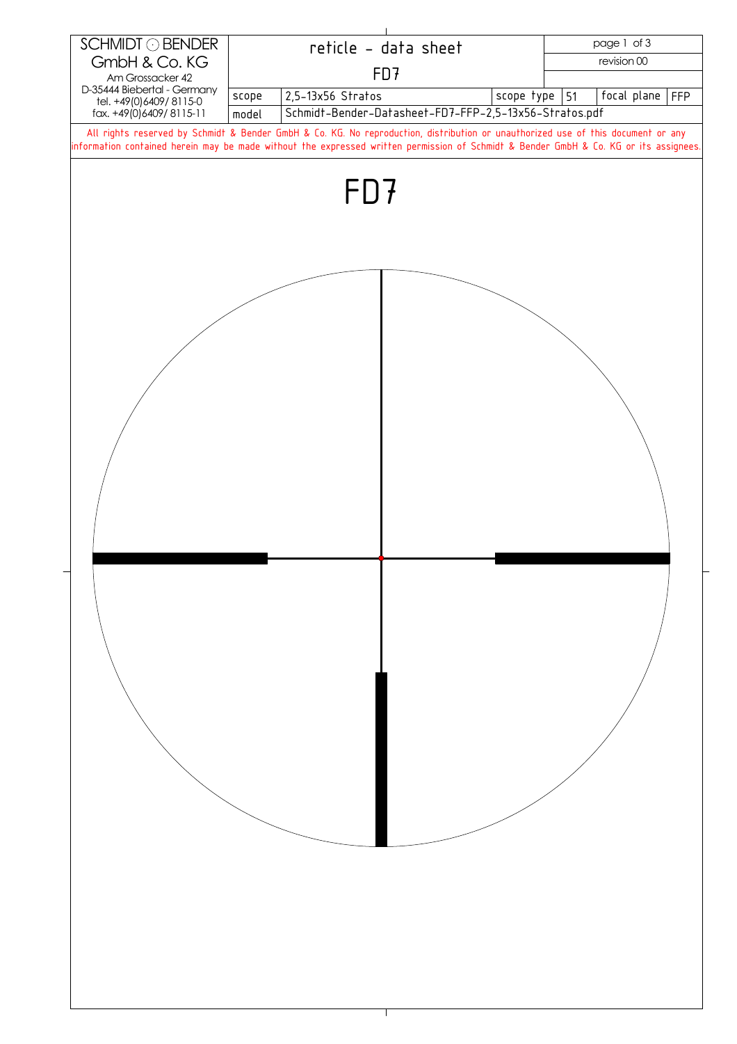| SCHMIDT ⊙ BENDER GmbH & Co. KG Am Grossacker 42 D-35444 Biebertal - Germany tel. +49(0)6409/ 8115-0 fax. +49(0)6409/ 8115-11 | reticle - data sheet | | | | |
|---|---|---|---|---|---|
| | FD7 | | | revision 00 | |
| scope | 2,5-13x56 Stratos | scope type | 51 | focal plane | FFP |
| model | Schmidt-Bender-Datasheet-FD7-FFP-2,5-13x56-Stratos.pdf | | | | |

All rights reserved by Schmidt & Bender GmbH & Co. KG. No reproduction, distribution or unauthorized use of this document or any information contained herein may be made without the expressed written permission of Schmidt & Bender GmbH & Co. KG or its assignees.

# FD7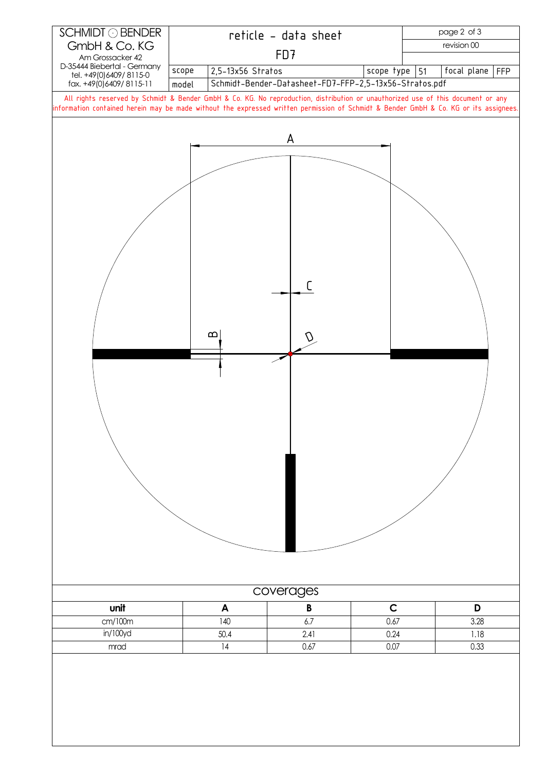| SCHMIDT ⊙ BENDER GmbH & Co. KG<br>Am Grossacker 42<br>D-35444 Biebertal - Germany<br>tel. +49(0)6409/ 8115-0<br>fax. +49(0)6409/ 8115-11 | reticle - data sheet<br>FD7 | | | | revision 00 |
|---|---|---|---|---|---|
| scope | 2,5-13x56 Stratos | scope type | 51 | focal plane | FFP |
| model | Schmidt-Bender-Datasheet-FD7-FFP-2,5-13x56-Stratos.pdf | | | | |

All rights reserved by Schmidt & Bender GmbH & Co. KG. No reproduction, distribution or unauthorized use of this document or any information contained herein may be made without the expressed written permission of Schmidt & Bender GmbH & Co. KG or its assignees.

A

C

B

D

## coverages

| unit | A | B | C | D |
|---|---|---|---|---|
| cm/100m | 140 | 6.7 | 0.67 | 3.28 |
| in/100yd | 50.4 | 2.41 | 0.24 | 1.18 |
| mrad | 14 | 0.67 | 0.07 | 0.33 |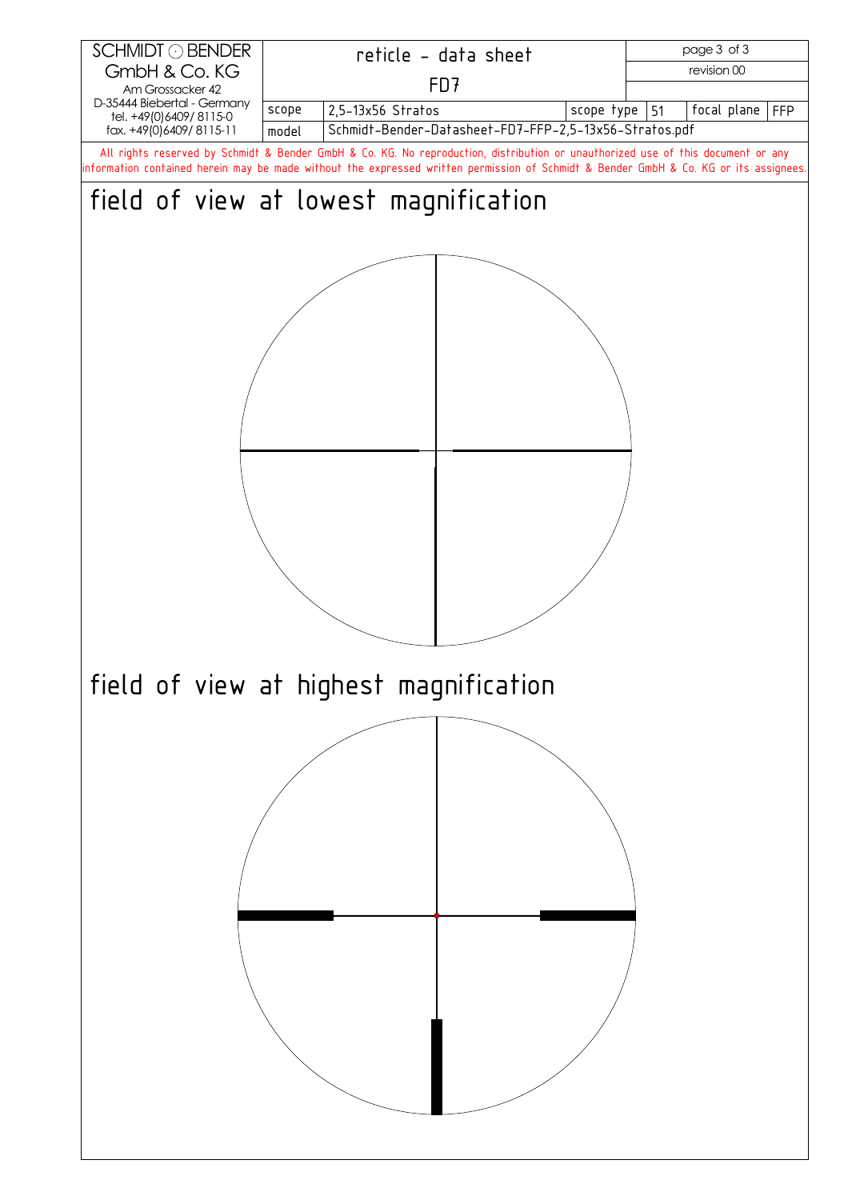| SCHMIDT ⊙ BENDER GmbH & Co. KG<br>Am Grossacker 42<br>D-35444 Biebertal - Germany<br>tel. +49(0)6409/ 8115-0<br>fax. +49(0)6409/ 8115-11 | reticle - data sheet<br>FD7 | | revision 00 | |
|---|---|---|---|---|
| | scope | 2,5-13x56 Stratos | scope type 51 | focal plane FFP |
| | model | Schmidt-Bender-Datasheet-FD7-FFP-2,5-13x56-Stratos.pdf | | |

All rights reserved by Schmidt & Bender GmbH & Co. KG. No reproduction, distribution or unauthorized use of this document or any information contained herein may be made without the expressed written permission of Schmidt & Bender GmbH & Co. KG or its assignees.

# field of view at lowest magnification

# field of view at highest magnification